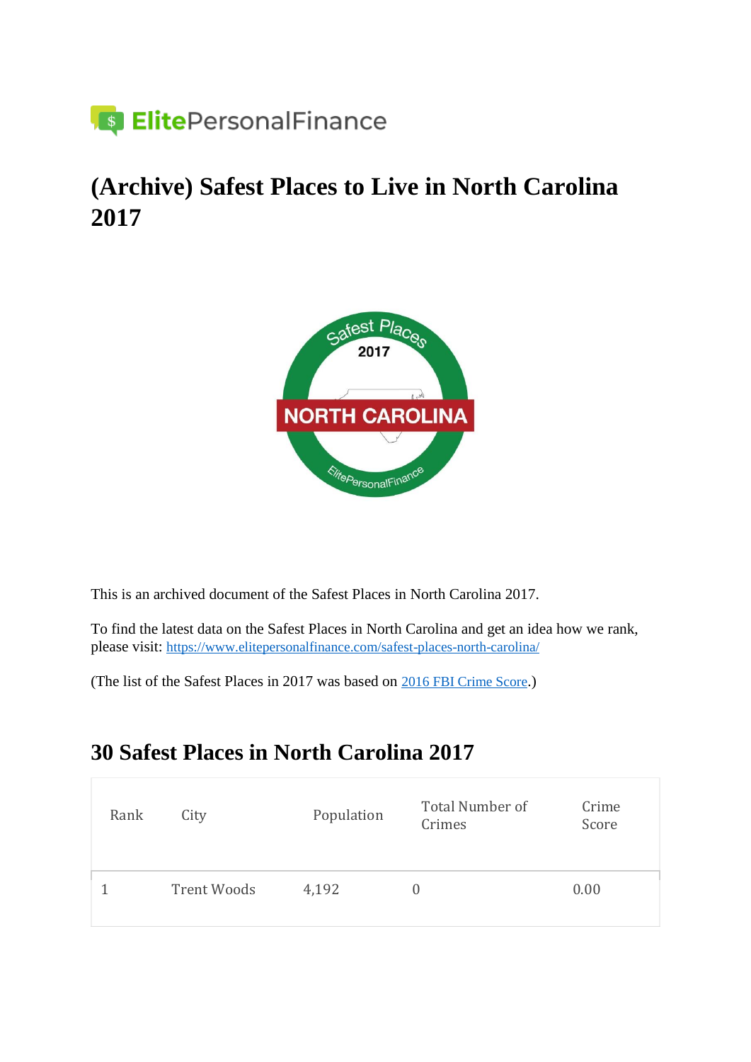# (Archive) Safest Places to Live in North Carolina 2017

This is an archived document of the Safest Places in North Carolina 2017.

To find the latest data on the Safest Places in North Carolina and get an idea how we rank, please visit: https://www.elitepersonalfinance.com/safest-places-north-carolina/

(The list of the Safest Places in 2017 was based on 2016 FBI Crime Score.)

## 30 Safest Places in North Carolina 2017

| Rank | City | Population | Total Number of Crimes | Crime Score |
|---|---|---|---|---|
| 1 | Trent Woods | 4,192 | 0 | 0.00 |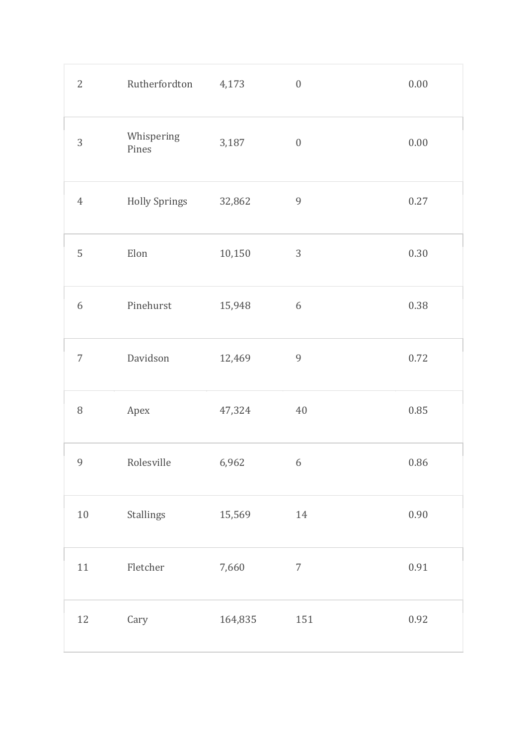| | | | | |
|---|---|---|---|---|
| 2 | Rutherfordton | 4,173 | 0 | 0.00 |
| 3 | Whispering Pines | 3,187 | 0 | 0.00 |
| 4 | Holly Springs | 32,862 | 9 | 0.27 |
| 5 | Elon | 10,150 | 3 | 0.30 |
| 6 | Pinehurst | 15,948 | 6 | 0.38 |
| 7 | Davidson | 12,469 | 9 | 0.72 |
| 8 | Apex | 47,324 | 40 | 0.85 |
| 9 | Rolesville | 6,962 | 6 | 0.86 |
| 10 | Stallings | 15,569 | 14 | 0.90 |
| 11 | Fletcher | 7,660 | 7 | 0.91 |
| 12 | Cary | 164,835 | 151 | 0.92 |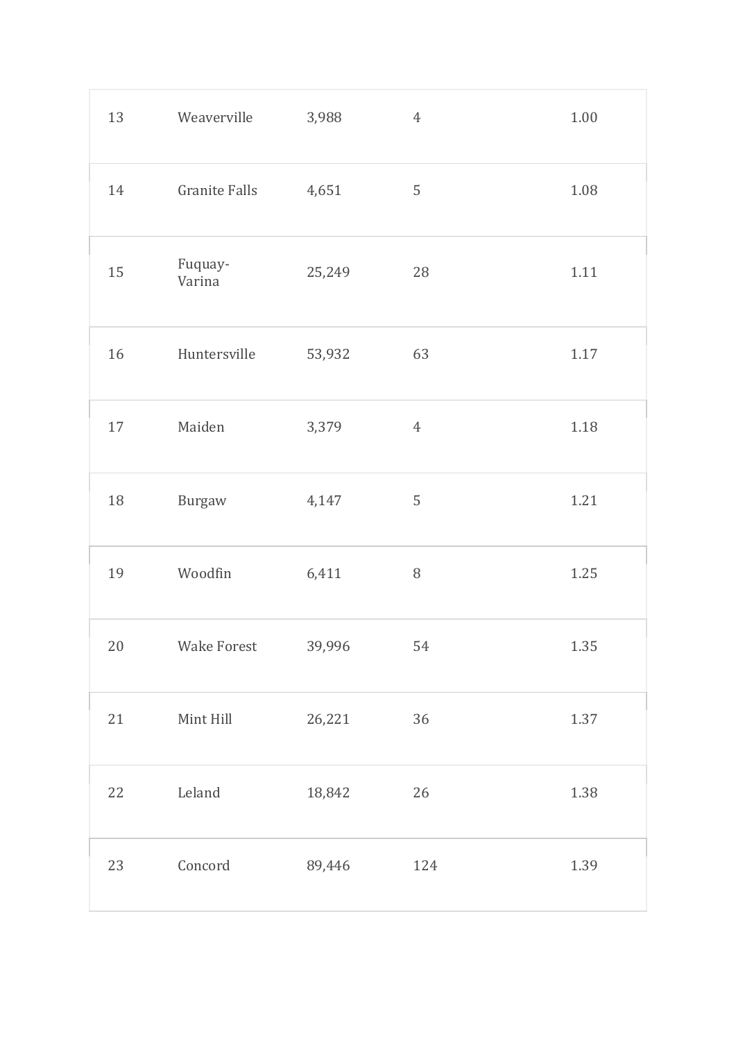| | | | | |
|---|---|---|---|---|
| 13 | Weaverville | 3,988 | 4 | 1.00 |
| 14 | Granite Falls | 4,651 | 5 | 1.08 |
| 15 | Fuquay-Varina | 25,249 | 28 | 1.11 |
| 16 | Huntersville | 53,932 | 63 | 1.17 |
| 17 | Maiden | 3,379 | 4 | 1.18 |
| 18 | Burgaw | 4,147 | 5 | 1.21 |
| 19 | Woodfin | 6,411 | 8 | 1.25 |
| 20 | Wake Forest | 39,996 | 54 | 1.35 |
| 21 | Mint Hill | 26,221 | 36 | 1.37 |
| 22 | Leland | 18,842 | 26 | 1.38 |
| 23 | Concord | 89,446 | 124 | 1.39 |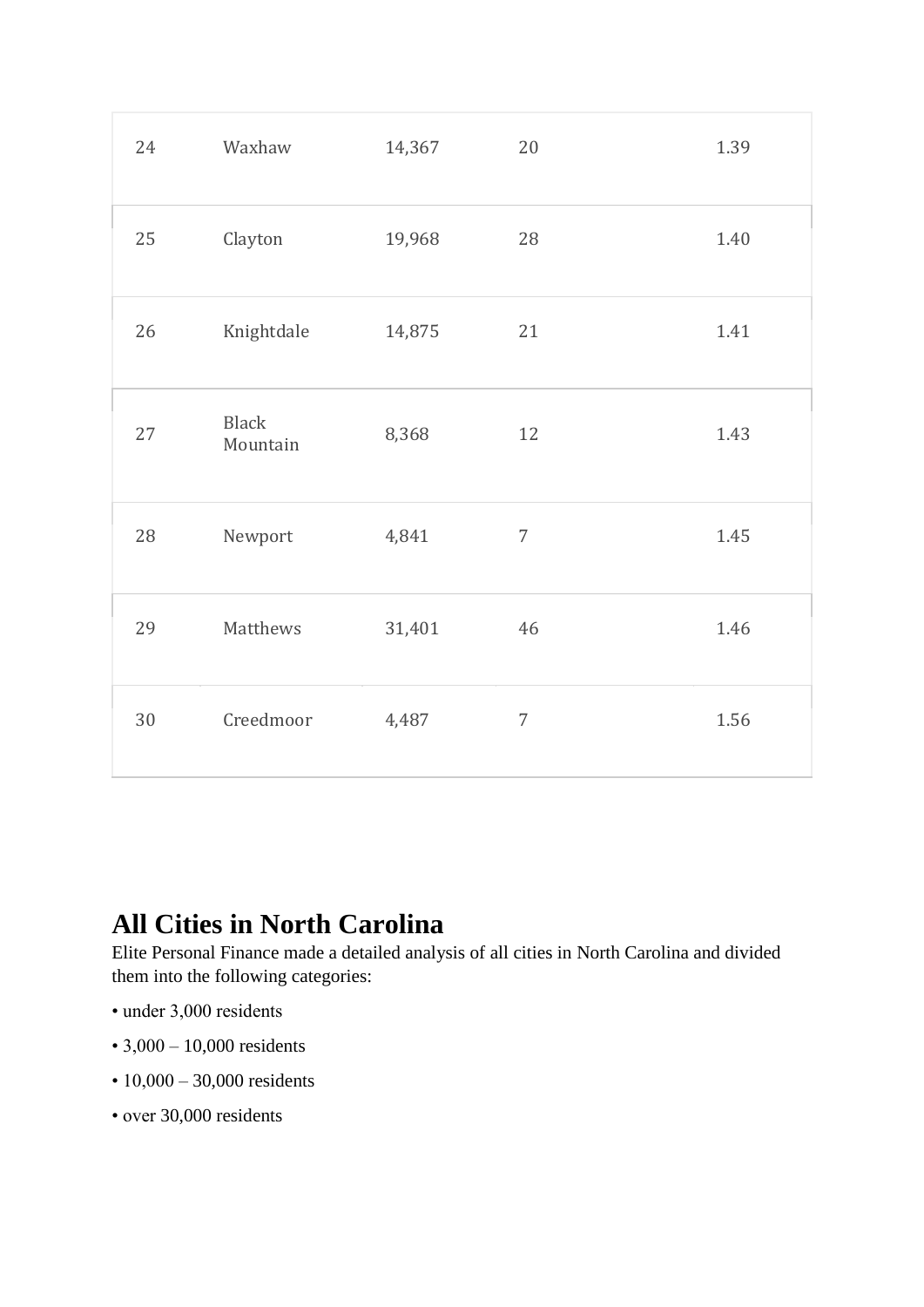| | | | | |
|---|---|---|---|---|
| 24 | Waxhaw | 14,367 | 20 | 1.39 |
| 25 | Clayton | 19,968 | 28 | 1.40 |
| 26 | Knightdale | 14,875 | 21 | 1.41 |
| 27 | Black Mountain | 8,368 | 12 | 1.43 |
| 28 | Newport | 4,841 | 7 | 1.45 |
| 29 | Matthews | 31,401 | 46 | 1.46 |
| 30 | Creedmoor | 4,487 | 7 | 1.56 |

## All Cities in North Carolina

Elite Personal Finance made a detailed analysis of all cities in North Carolina and divided them into the following categories:

- under 3,000 residents
- 3,000 – 10,000 residents
- 10,000 – 30,000 residents
- over 30,000 residents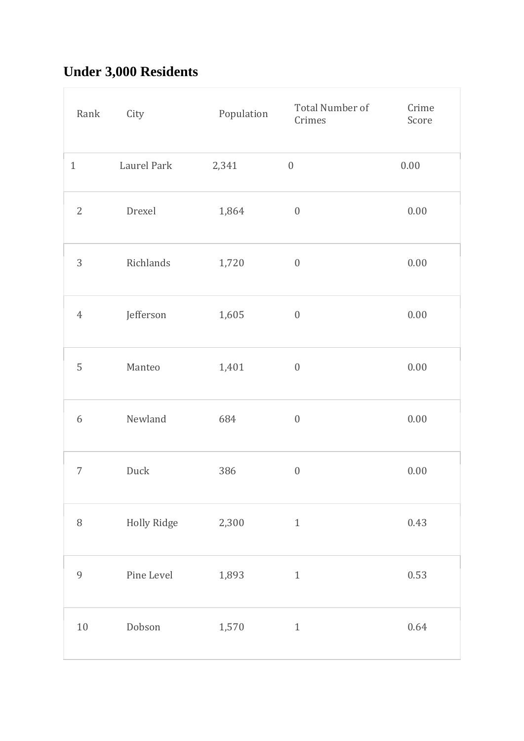## Under 3,000 Residents

| Rank | City | Population | Total Number of Crimes | Crime Score |
|---|---|---|---|---|
| 1 | Laurel Park | 2,341 | 0 | 0.00 |
| 2 | Drexel | 1,864 | 0 | 0.00 |
| 3 | Richlands | 1,720 | 0 | 0.00 |
| 4 | Jefferson | 1,605 | 0 | 0.00 |
| 5 | Manteo | 1,401 | 0 | 0.00 |
| 6 | Newland | 684 | 0 | 0.00 |
| 7 | Duck | 386 | 0 | 0.00 |
| 8 | Holly Ridge | 2,300 | 1 | 0.43 |
| 9 | Pine Level | 1,893 | 1 | 0.53 |
| 10 | Dobson | 1,570 | 1 | 0.64 |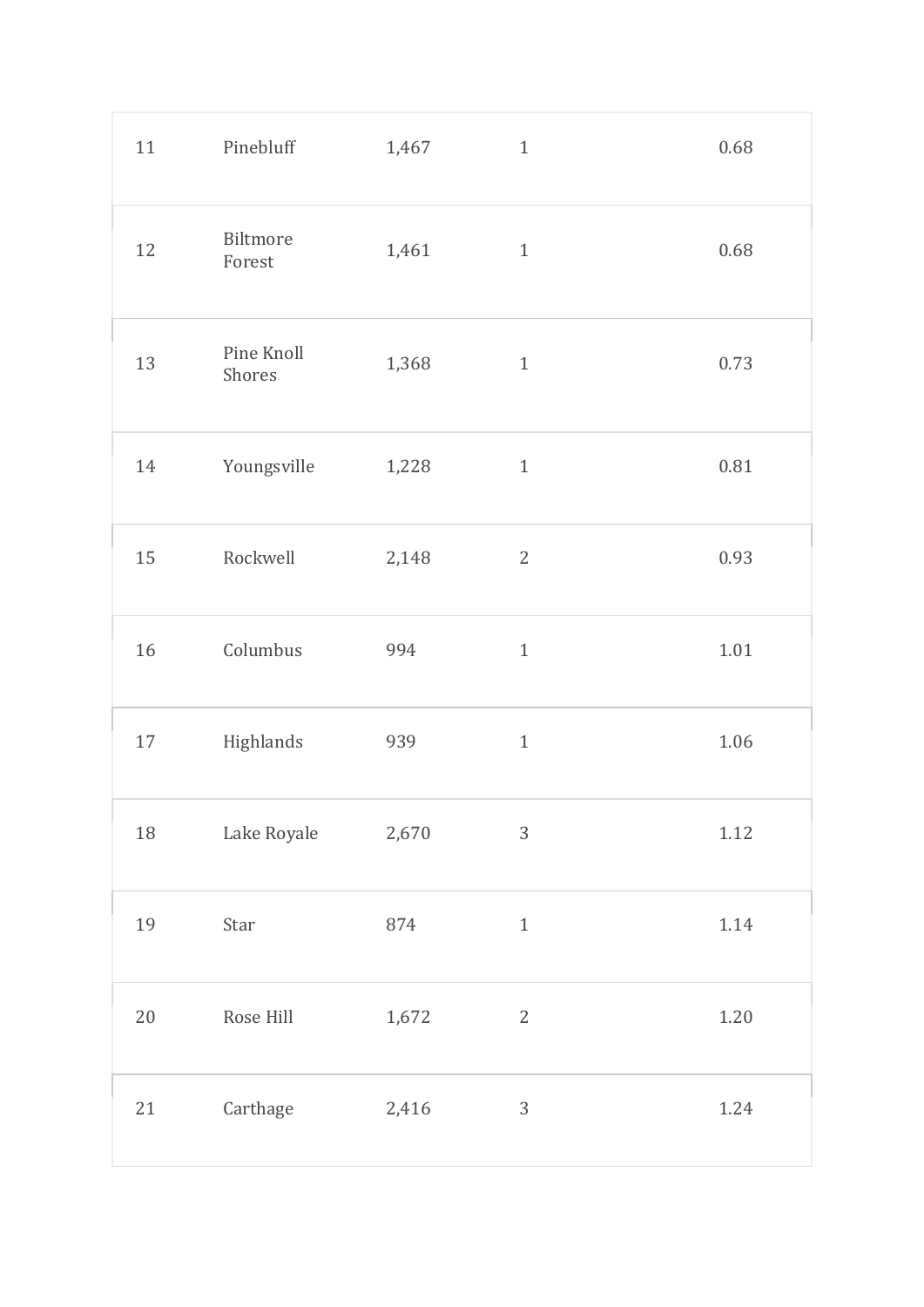| | | | | |
|---|---|---|---|---|
| 11 | Pinebluff | 1,467 | 1 | 0.68 |
| 12 | Biltmore Forest | 1,461 | 1 | 0.68 |
| 13 | Pine Knoll Shores | 1,368 | 1 | 0.73 |
| 14 | Youngsville | 1,228 | 1 | 0.81 |
| 15 | Rockwell | 2,148 | 2 | 0.93 |
| 16 | Columbus | 994 | 1 | 1.01 |
| 17 | Highlands | 939 | 1 | 1.06 |
| 18 | Lake Royale | 2,670 | 3 | 1.12 |
| 19 | Star | 874 | 1 | 1.14 |
| 20 | Rose Hill | 1,672 | 2 | 1.20 |
| 21 | Carthage | 2,416 | 3 | 1.24 |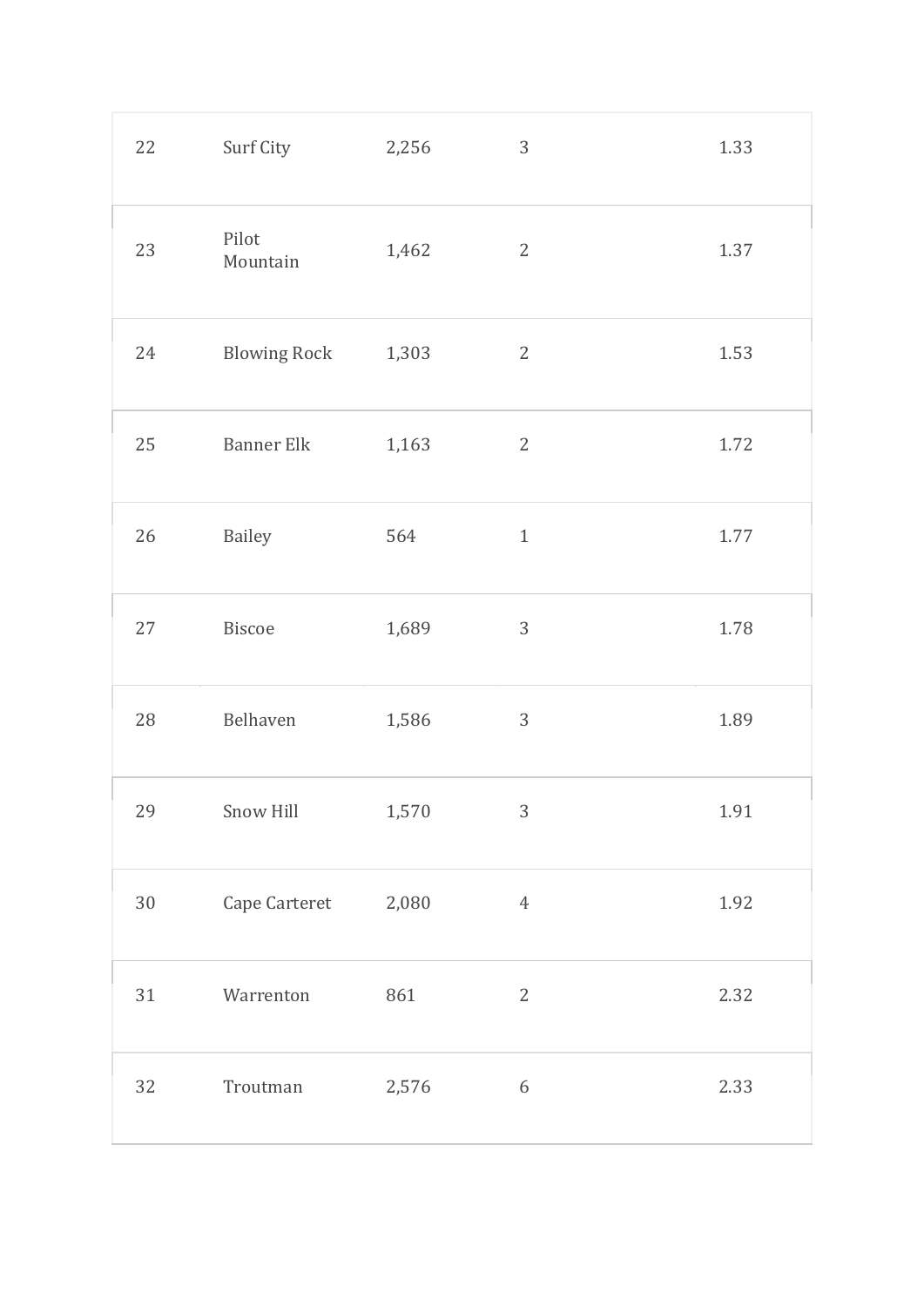| | | | | |
|---|---|---|---|---|
| 22 | Surf City | 2,256 | 3 | 1.33 |
| 23 | Pilot Mountain | 1,462 | 2 | 1.37 |
| 24 | Blowing Rock | 1,303 | 2 | 1.53 |
| 25 | Banner Elk | 1,163 | 2 | 1.72 |
| 26 | Bailey | 564 | 1 | 1.77 |
| 27 | Biscoe | 1,689 | 3 | 1.78 |
| 28 | Belhaven | 1,586 | 3 | 1.89 |
| 29 | Snow Hill | 1,570 | 3 | 1.91 |
| 30 | Cape Carteret | 2,080 | 4 | 1.92 |
| 31 | Warrenton | 861 | 2 | 2.32 |
| 32 | Troutman | 2,576 | 6 | 2.33 |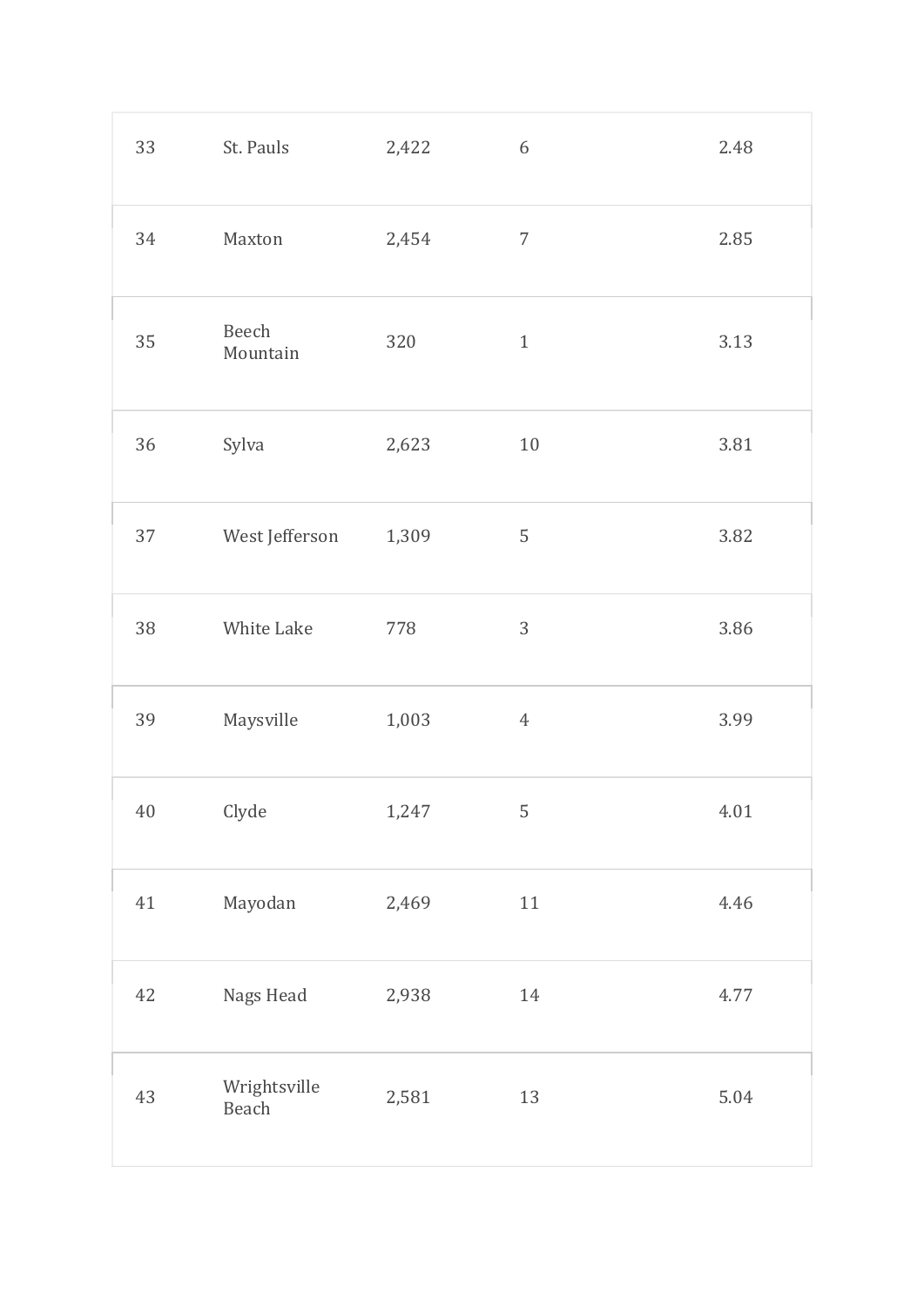| | | | | |
|---|---|---|---|---|
| 33 | St. Pauls | 2,422 | 6 | 2.48 |
| 34 | Maxton | 2,454 | 7 | 2.85 |
| 35 | Beech Mountain | 320 | 1 | 3.13 |
| 36 | Sylva | 2,623 | 10 | 3.81 |
| 37 | West Jefferson | 1,309 | 5 | 3.82 |
| 38 | White Lake | 778 | 3 | 3.86 |
| 39 | Maysville | 1,003 | 4 | 3.99 |
| 40 | Clyde | 1,247 | 5 | 4.01 |
| 41 | Mayodan | 2,469 | 11 | 4.46 |
| 42 | Nags Head | 2,938 | 14 | 4.77 |
| 43 | Wrightsville Beach | 2,581 | 13 | 5.04 |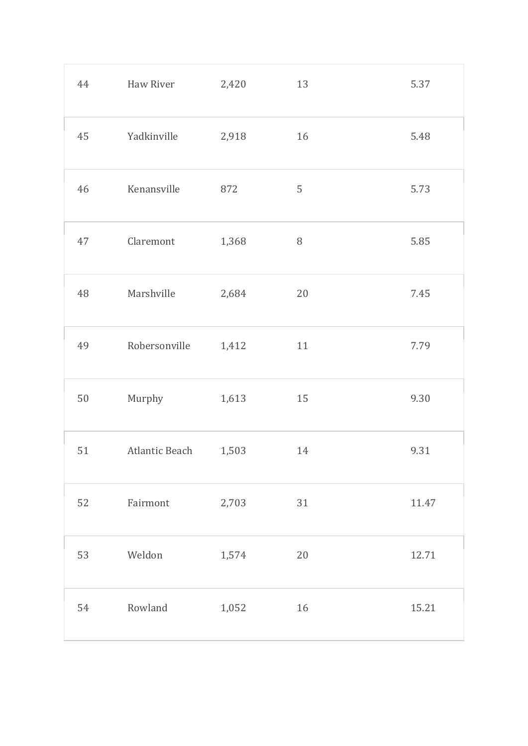| | | | | |
|---|---|---|---|---|
| 44 | Haw River | 2,420 | 13 | 5.37 |
| 45 | Yadkinville | 2,918 | 16 | 5.48 |
| 46 | Kenansville | 872 | 5 | 5.73 |
| 47 | Claremont | 1,368 | 8 | 5.85 |
| 48 | Marshville | 2,684 | 20 | 7.45 |
| 49 | Robersonville | 1,412 | 11 | 7.79 |
| 50 | Murphy | 1,613 | 15 | 9.30 |
| 51 | Atlantic Beach | 1,503 | 14 | 9.31 |
| 52 | Fairmont | 2,703 | 31 | 11.47 |
| 53 | Weldon | 1,574 | 20 | 12.71 |
| 54 | Rowland | 1,052 | 16 | 15.21 |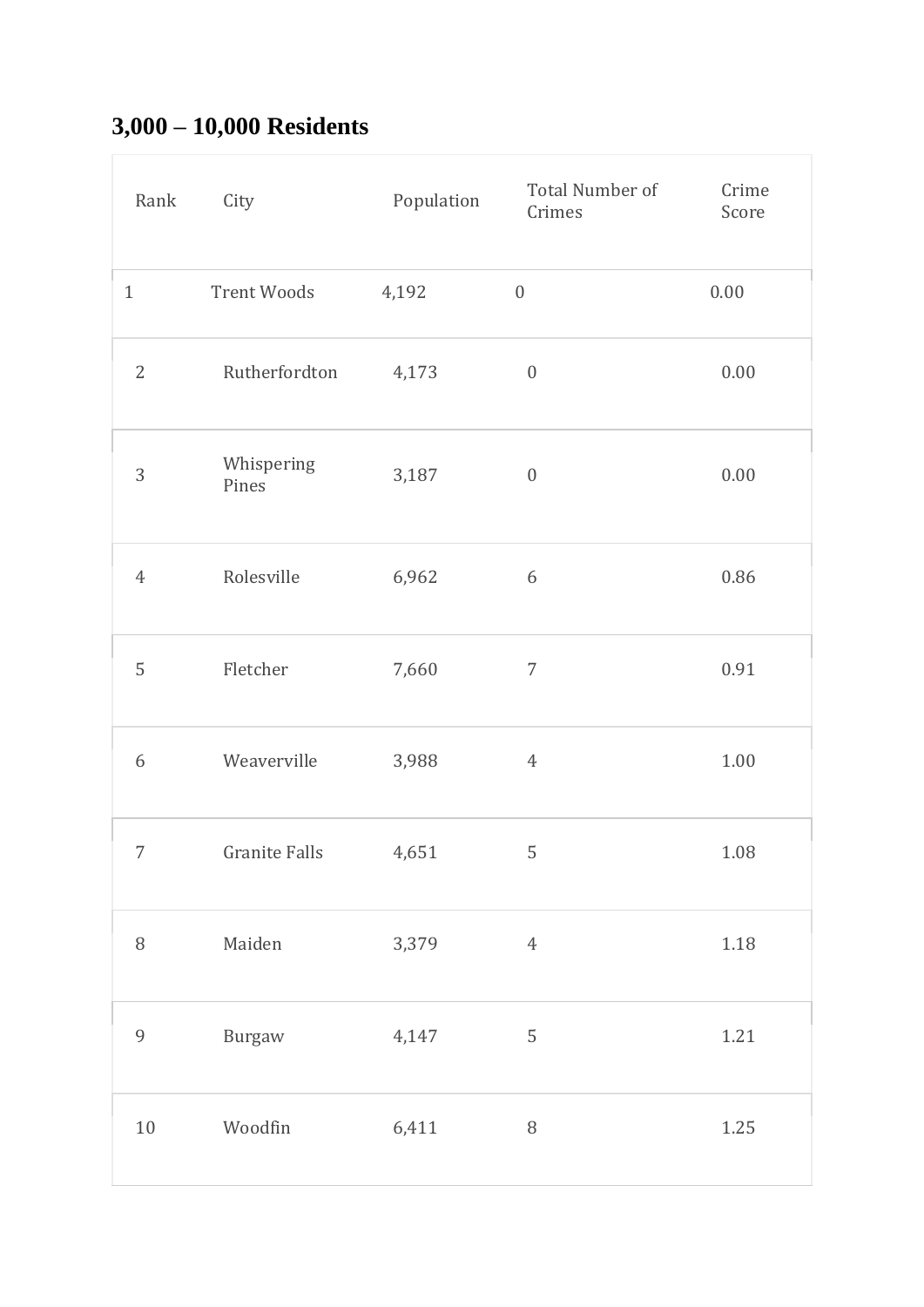## 3,000 – 10,000 Residents

| Rank | City | Population | Total Number of Crimes | Crime Score |
|---|---|---|---|---|
| 1 | Trent Woods | 4,192 | 0 | 0.00 |
| 2 | Rutherfordton | 4,173 | 0 | 0.00 |
| 3 | Whispering Pines | 3,187 | 0 | 0.00 |
| 4 | Rolesville | 6,962 | 6 | 0.86 |
| 5 | Fletcher | 7,660 | 7 | 0.91 |
| 6 | Weaverville | 3,988 | 4 | 1.00 |
| 7 | Granite Falls | 4,651 | 5 | 1.08 |
| 8 | Maiden | 3,379 | 4 | 1.18 |
| 9 | Burgaw | 4,147 | 5 | 1.21 |
| 10 | Woodfin | 6,411 | 8 | 1.25 |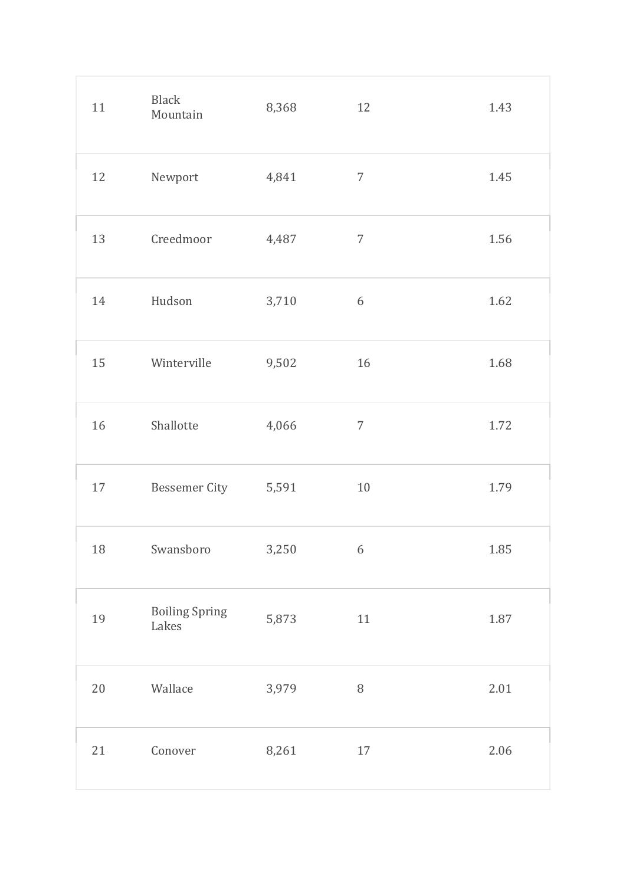| | | | | |
|---|---|---|---|---|
| 11 | Black Mountain | 8,368 | 12 | 1.43 |
| 12 | Newport | 4,841 | 7 | 1.45 |
| 13 | Creedmoor | 4,487 | 7 | 1.56 |
| 14 | Hudson | 3,710 | 6 | 1.62 |
| 15 | Winterville | 9,502 | 16 | 1.68 |
| 16 | Shallotte | 4,066 | 7 | 1.72 |
| 17 | Bessemer City | 5,591 | 10 | 1.79 |
| 18 | Swansboro | 3,250 | 6 | 1.85 |
| 19 | Boiling Spring Lakes | 5,873 | 11 | 1.87 |
| 20 | Wallace | 3,979 | 8 | 2.01 |
| 21 | Conover | 8,261 | 17 | 2.06 |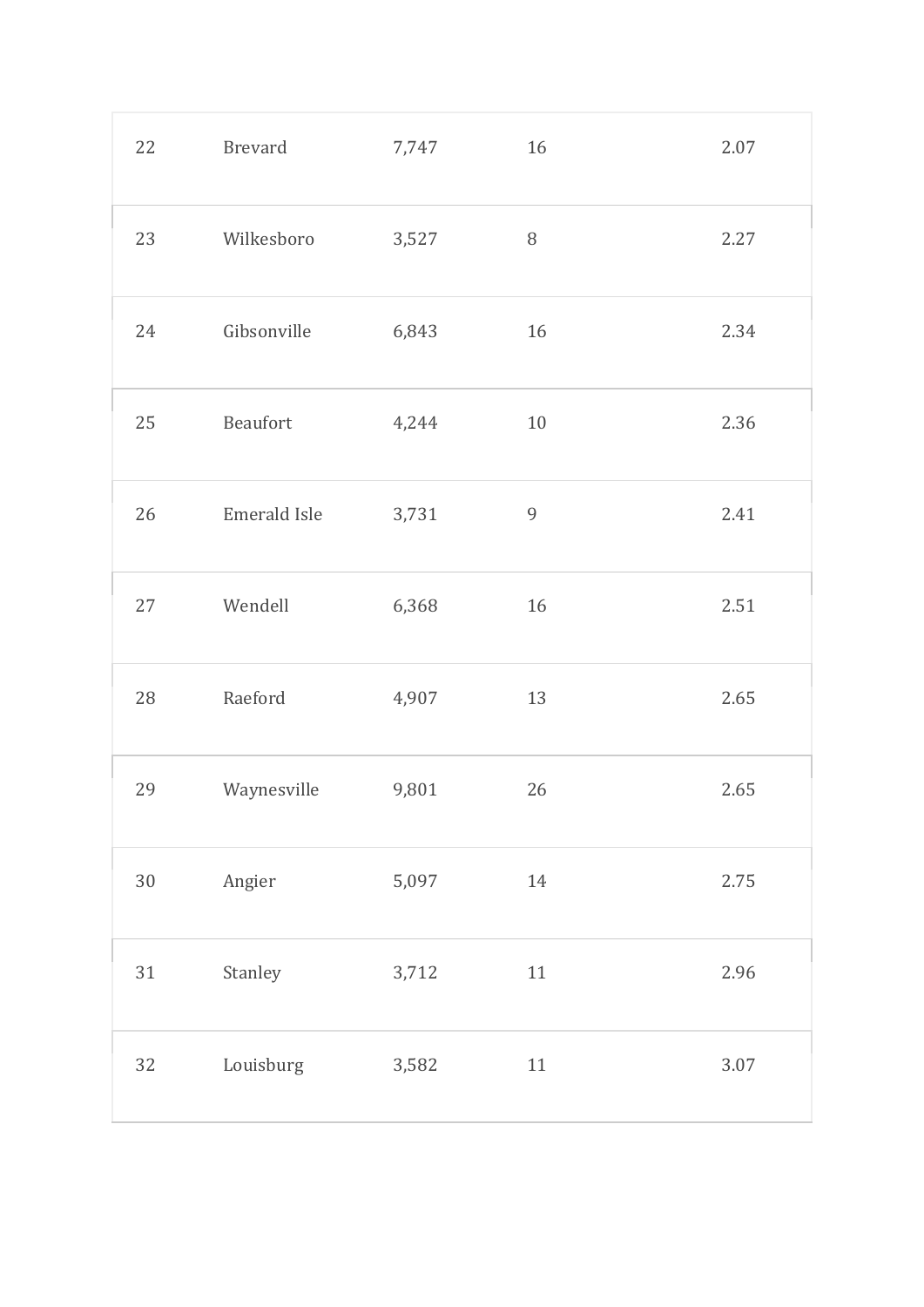| 22 | Brevard | 7,747 | 16 | 2.07 |
|---|---|---|---|---|
| 23 | Wilkesboro | 3,527 | 8 | 2.27 |
| 24 | Gibsonville | 6,843 | 16 | 2.34 |
| 25 | Beaufort | 4,244 | 10 | 2.36 |
| 26 | Emerald Isle | 3,731 | 9 | 2.41 |
| 27 | Wendell | 6,368 | 16 | 2.51 |
| 28 | Raeford | 4,907 | 13 | 2.65 |
| 29 | Waynesville | 9,801 | 26 | 2.65 |
| 30 | Angier | 5,097 | 14 | 2.75 |
| 31 | Stanley | 3,712 | 11 | 2.96 |
| 32 | Louisburg | 3,582 | 11 | 3.07 |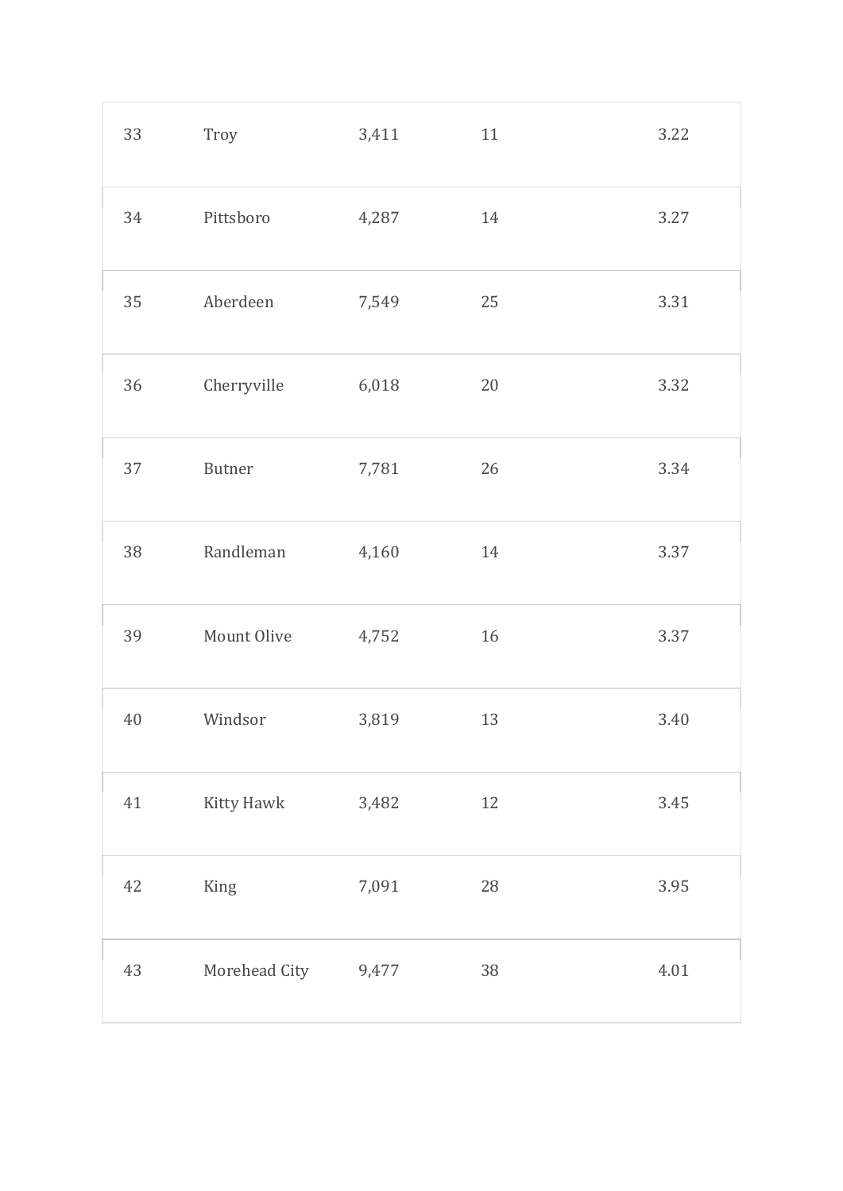| | | | | |
|---|---|---|---|---|
| 33 | Troy | 3,411 | 11 | 3.22 |
| 34 | Pittsboro | 4,287 | 14 | 3.27 |
| 35 | Aberdeen | 7,549 | 25 | 3.31 |
| 36 | Cherryville | 6,018 | 20 | 3.32 |
| 37 | Butner | 7,781 | 26 | 3.34 |
| 38 | Randleman | 4,160 | 14 | 3.37 |
| 39 | Mount Olive | 4,752 | 16 | 3.37 |
| 40 | Windsor | 3,819 | 13 | 3.40 |
| 41 | Kitty Hawk | 3,482 | 12 | 3.45 |
| 42 | King | 7,091 | 28 | 3.95 |
| 43 | Morehead City | 9,477 | 38 | 4.01 |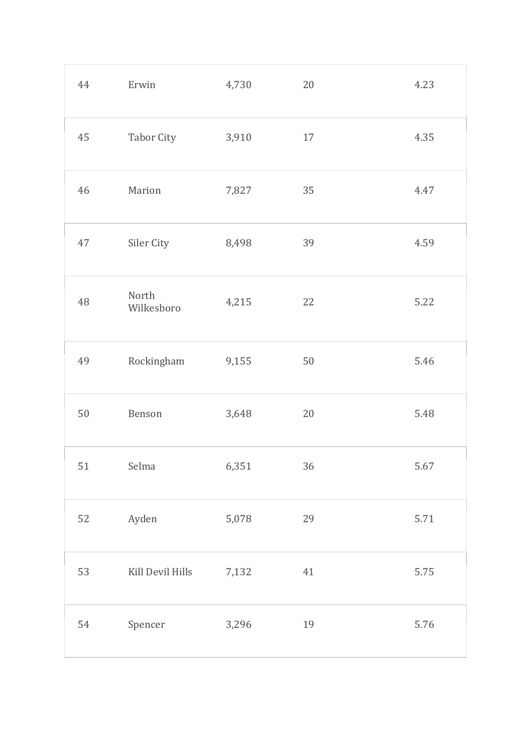| | | | | |
|---|---|---|---|---|
| 44 | Erwin | 4,730 | 20 | 4.23 |
| 45 | Tabor City | 3,910 | 17 | 4.35 |
| 46 | Marion | 7,827 | 35 | 4.47 |
| 47 | Siler City | 8,498 | 39 | 4.59 |
| 48 | North Wilkesboro | 4,215 | 22 | 5.22 |
| 49 | Rockingham | 9,155 | 50 | 5.46 |
| 50 | Benson | 3,648 | 20 | 5.48 |
| 51 | Selma | 6,351 | 36 | 5.67 |
| 52 | Ayden | 5,078 | 29 | 5.71 |
| 53 | Kill Devil Hills | 7,132 | 41 | 5.75 |
| 54 | Spencer | 3,296 | 19 | 5.76 |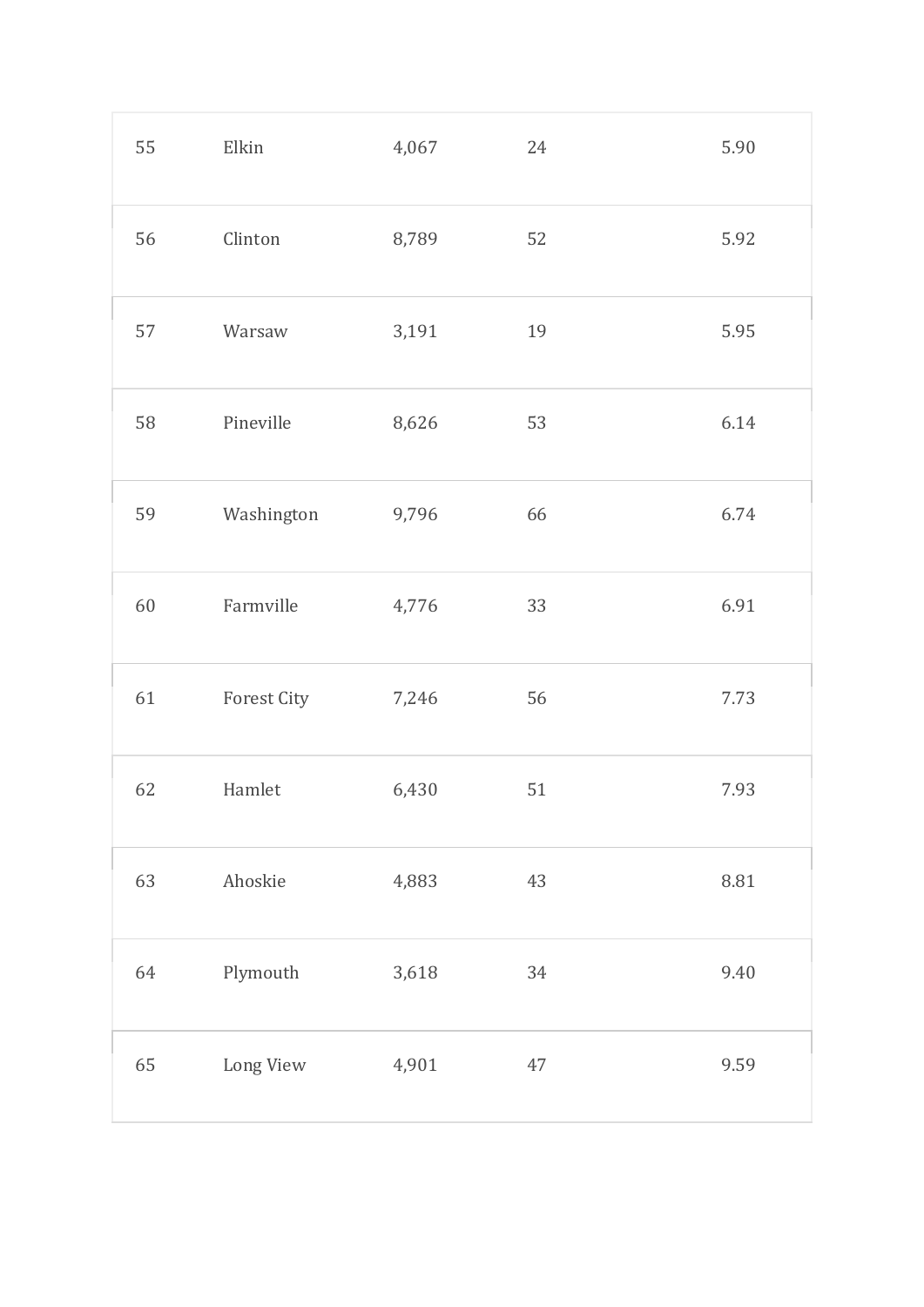| | | | | |
|---|---|---|---|---|
| 55 | Elkin | 4,067 | 24 | 5.90 |
| 56 | Clinton | 8,789 | 52 | 5.92 |
| 57 | Warsaw | 3,191 | 19 | 5.95 |
| 58 | Pineville | 8,626 | 53 | 6.14 |
| 59 | Washington | 9,796 | 66 | 6.74 |
| 60 | Farmville | 4,776 | 33 | 6.91 |
| 61 | Forest City | 7,246 | 56 | 7.73 |
| 62 | Hamlet | 6,430 | 51 | 7.93 |
| 63 | Ahoskie | 4,883 | 43 | 8.81 |
| 64 | Plymouth | 3,618 | 34 | 9.40 |
| 65 | Long View | 4,901 | 47 | 9.59 |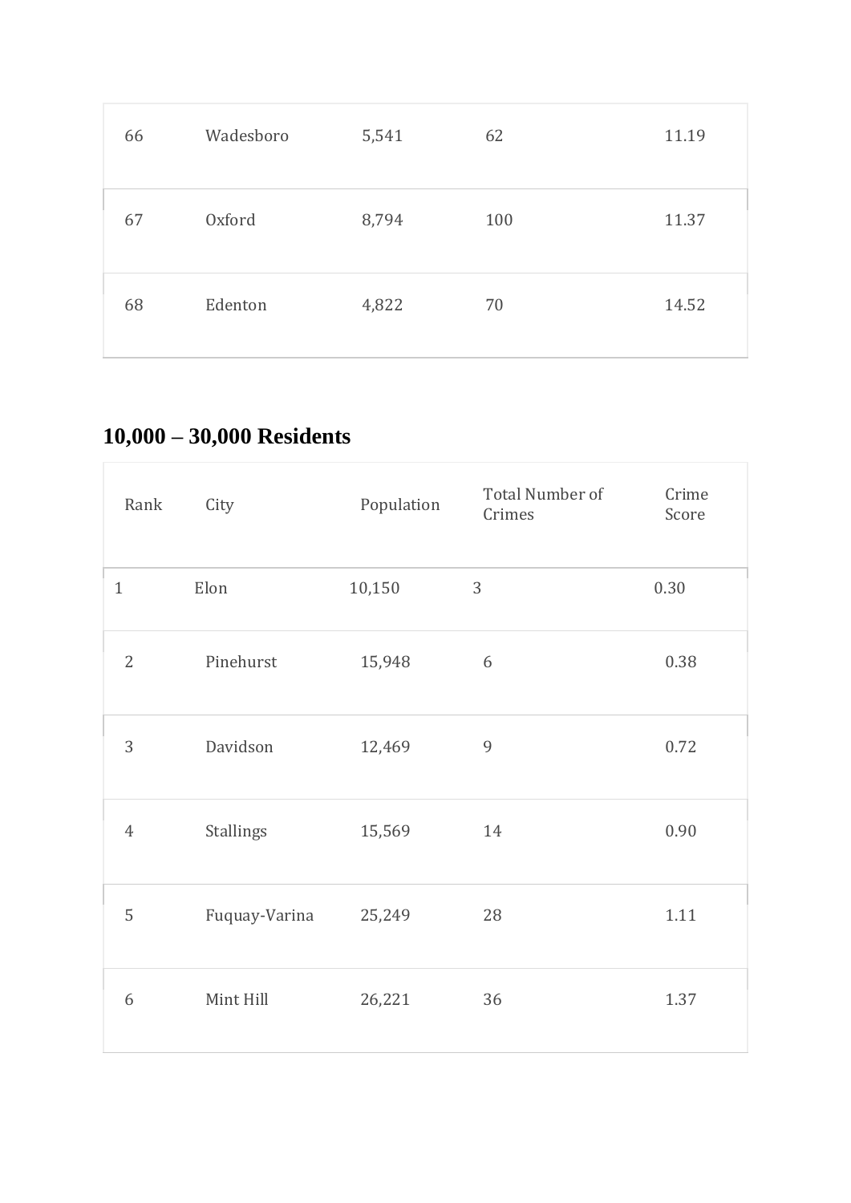| | | | | |
|---|---|---|---|---|
| 66 | Wadesboro | 5,541 | 62 | 11.19 |
| 67 | Oxford | 8,794 | 100 | 11.37 |
| 68 | Edenton | 4,822 | 70 | 14.52 |

## 10,000 – 30,000 Residents

| Rank | City | Population | Total Number of Crimes | Crime Score |
|---|---|---|---|---|
| 1 | Elon | 10,150 | 3 | 0.30 |
| 2 | Pinehurst | 15,948 | 6 | 0.38 |
| 3 | Davidson | 12,469 | 9 | 0.72 |
| 4 | Stallings | 15,569 | 14 | 0.90 |
| 5 | Fuquay-Varina | 25,249 | 28 | 1.11 |
| 6 | Mint Hill | 26,221 | 36 | 1.37 |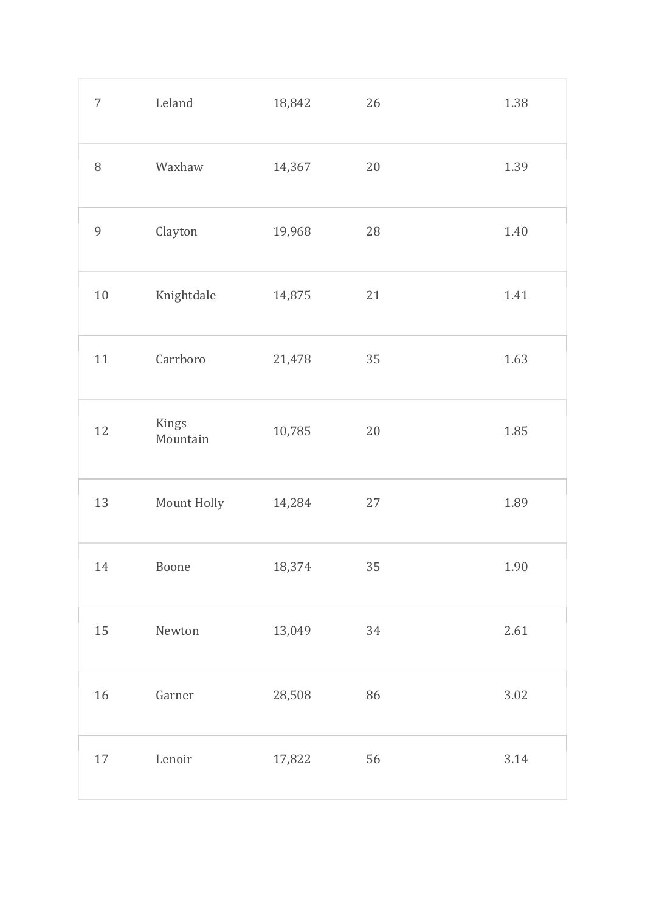| | | | | |
|---|---|---|---|---|
| 7 | Leland | 18,842 | 26 | 1.38 |
| 8 | Waxhaw | 14,367 | 20 | 1.39 |
| 9 | Clayton | 19,968 | 28 | 1.40 |
| 10 | Knightdale | 14,875 | 21 | 1.41 |
| 11 | Carrboro | 21,478 | 35 | 1.63 |
| 12 | Kings Mountain | 10,785 | 20 | 1.85 |
| 13 | Mount Holly | 14,284 | 27 | 1.89 |
| 14 | Boone | 18,374 | 35 | 1.90 |
| 15 | Newton | 13,049 | 34 | 2.61 |
| 16 | Garner | 28,508 | 86 | 3.02 |
| 17 | Lenoir | 17,822 | 56 | 3.14 |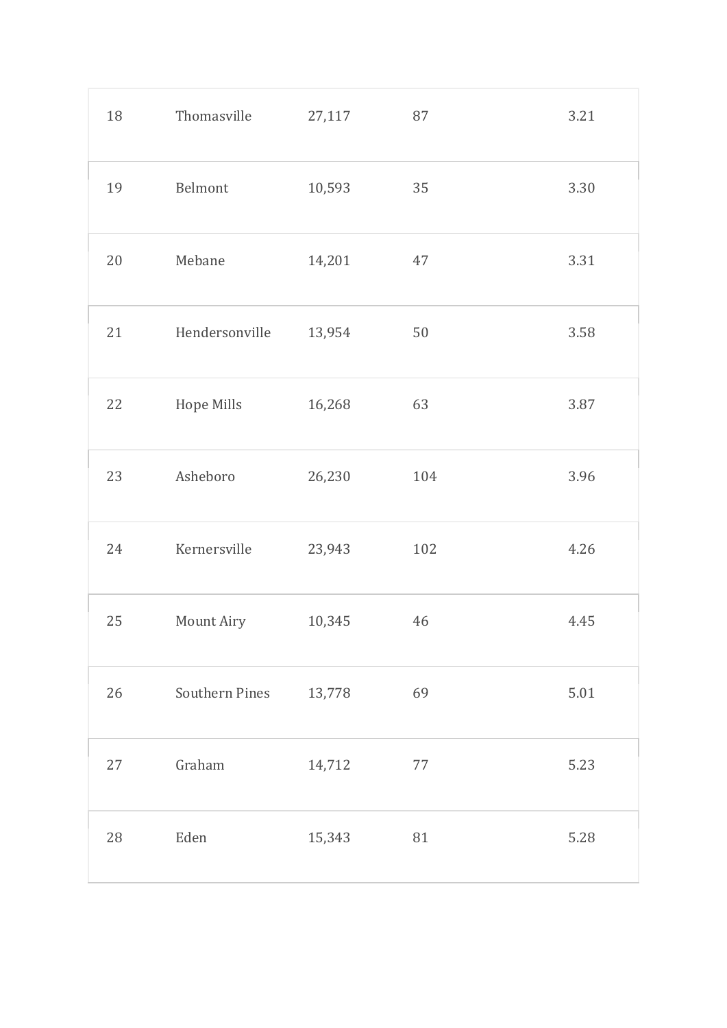| | | | | |
|---|---|---|---|---|
| 18 | Thomasville | 27,117 | 87 | 3.21 |
| 19 | Belmont | 10,593 | 35 | 3.30 |
| 20 | Mebane | 14,201 | 47 | 3.31 |
| 21 | Hendersonville | 13,954 | 50 | 3.58 |
| 22 | Hope Mills | 16,268 | 63 | 3.87 |
| 23 | Asheboro | 26,230 | 104 | 3.96 |
| 24 | Kernersville | 23,943 | 102 | 4.26 |
| 25 | Mount Airy | 10,345 | 46 | 4.45 |
| 26 | Southern Pines | 13,778 | 69 | 5.01 |
| 27 | Graham | 14,712 | 77 | 5.23 |
| 28 | Eden | 15,343 | 81 | 5.28 |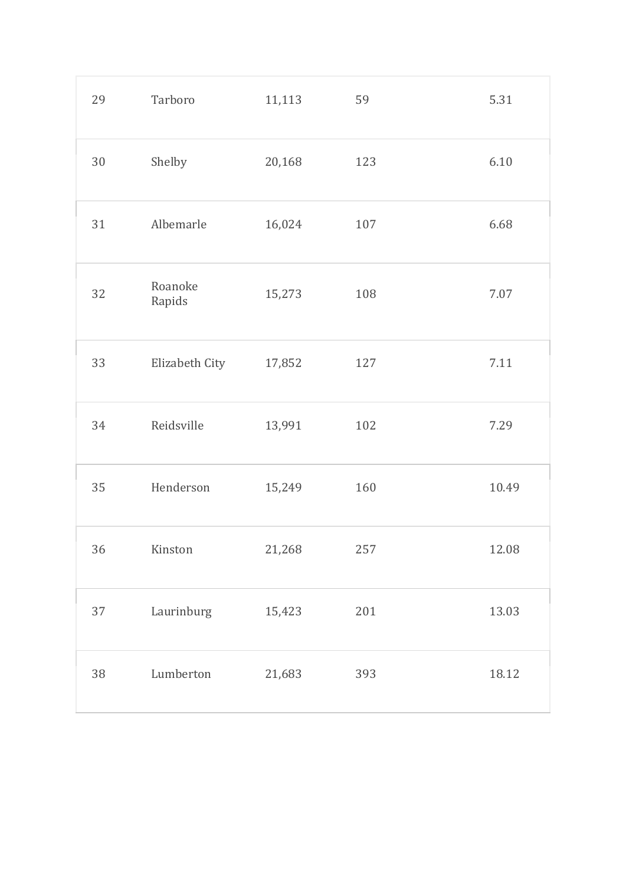| | | | | |
|---|---|---|---|---|
| 29 | Tarboro | 11,113 | 59 | 5.31 |
| 30 | Shelby | 20,168 | 123 | 6.10 |
| 31 | Albemarle | 16,024 | 107 | 6.68 |
| 32 | Roanoke Rapids | 15,273 | 108 | 7.07 |
| 33 | Elizabeth City | 17,852 | 127 | 7.11 |
| 34 | Reidsville | 13,991 | 102 | 7.29 |
| 35 | Henderson | 15,249 | 160 | 10.49 |
| 36 | Kinston | 21,268 | 257 | 12.08 |
| 37 | Laurinburg | 15,423 | 201 | 13.03 |
| 38 | Lumberton | 21,683 | 393 | 18.12 |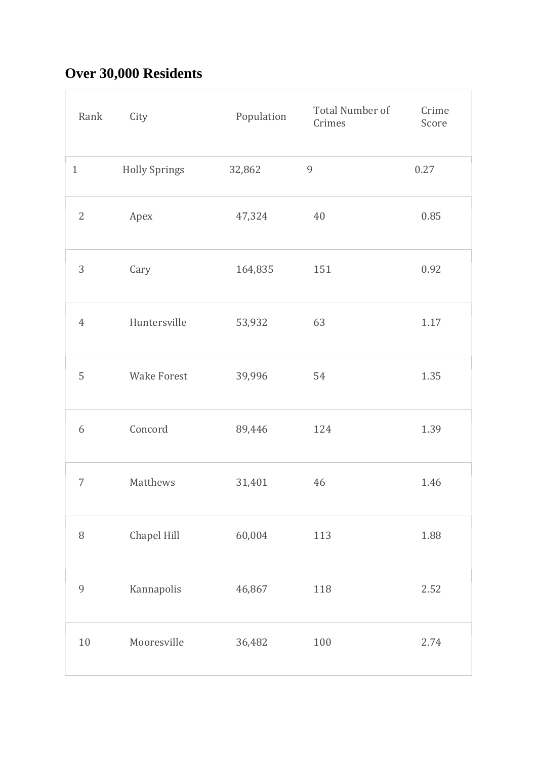## Over 30,000 Residents

| Rank | City | Population | Total Number of Crimes | Crime Score |
|---|---|---|---|---|
| 1 | Holly Springs | 32,862 | 9 | 0.27 |
| 2 | Apex | 47,324 | 40 | 0.85 |
| 3 | Cary | 164,835 | 151 | 0.92 |
| 4 | Huntersville | 53,932 | 63 | 1.17 |
| 5 | Wake Forest | 39,996 | 54 | 1.35 |
| 6 | Concord | 89,446 | 124 | 1.39 |
| 7 | Matthews | 31,401 | 46 | 1.46 |
| 8 | Chapel Hill | 60,004 | 113 | 1.88 |
| 9 | Kannapolis | 46,867 | 118 | 2.52 |
| 10 | Mooresville | 36,482 | 100 | 2.74 |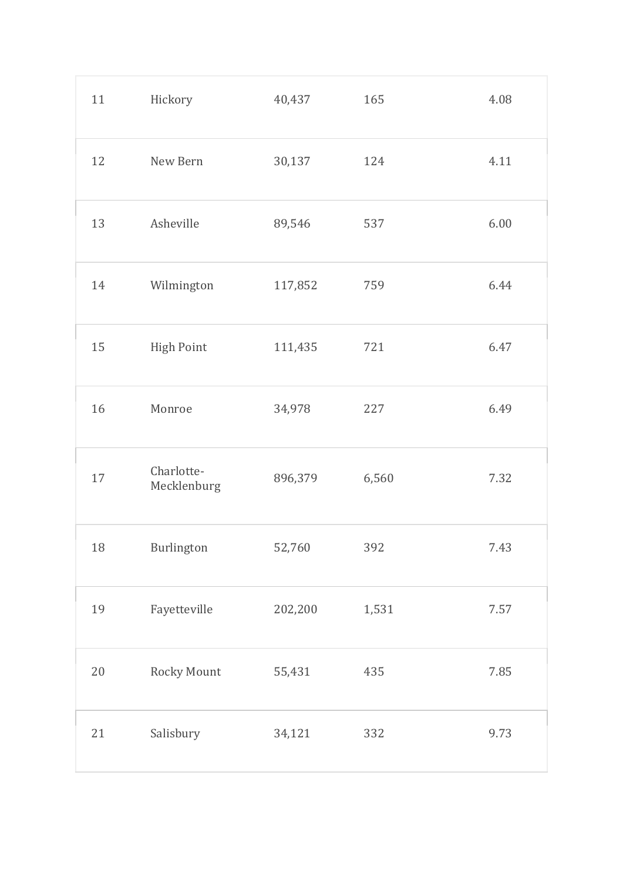| | | | | |
|---|---|---|---|---|
| 11 | Hickory | 40,437 | 165 | 4.08 |
| 12 | New Bern | 30,137 | 124 | 4.11 |
| 13 | Asheville | 89,546 | 537 | 6.00 |
| 14 | Wilmington | 117,852 | 759 | 6.44 |
| 15 | High Point | 111,435 | 721 | 6.47 |
| 16 | Monroe | 34,978 | 227 | 6.49 |
| 17 | Charlotte-Mecklenburg | 896,379 | 6,560 | 7.32 |
| 18 | Burlington | 52,760 | 392 | 7.43 |
| 19 | Fayetteville | 202,200 | 1,531 | 7.57 |
| 20 | Rocky Mount | 55,431 | 435 | 7.85 |
| 21 | Salisbury | 34,121 | 332 | 9.73 |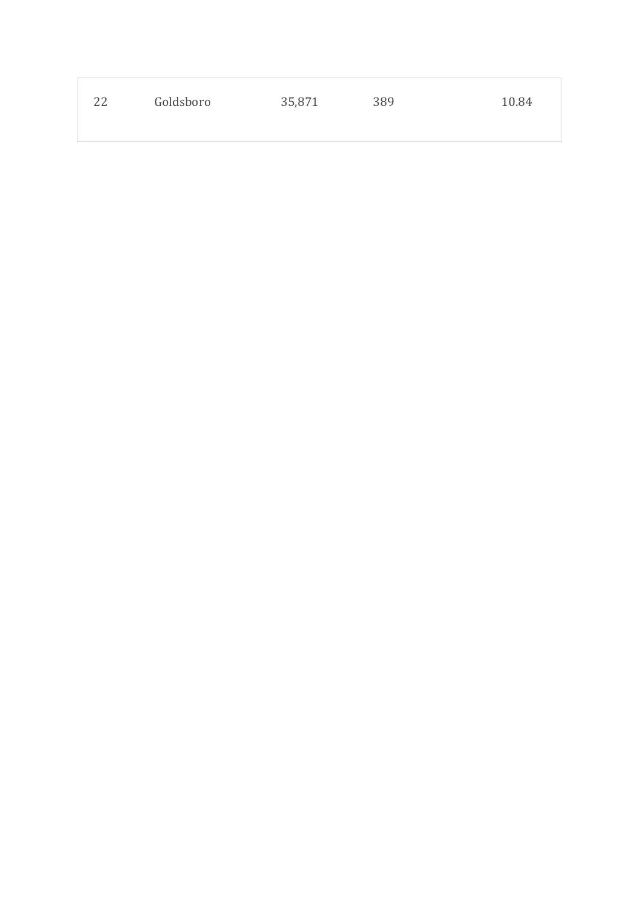| | | | | |
|---|---|---|---|---|
| 22 | Goldsboro | 35,871 | 389 | 10.84 |